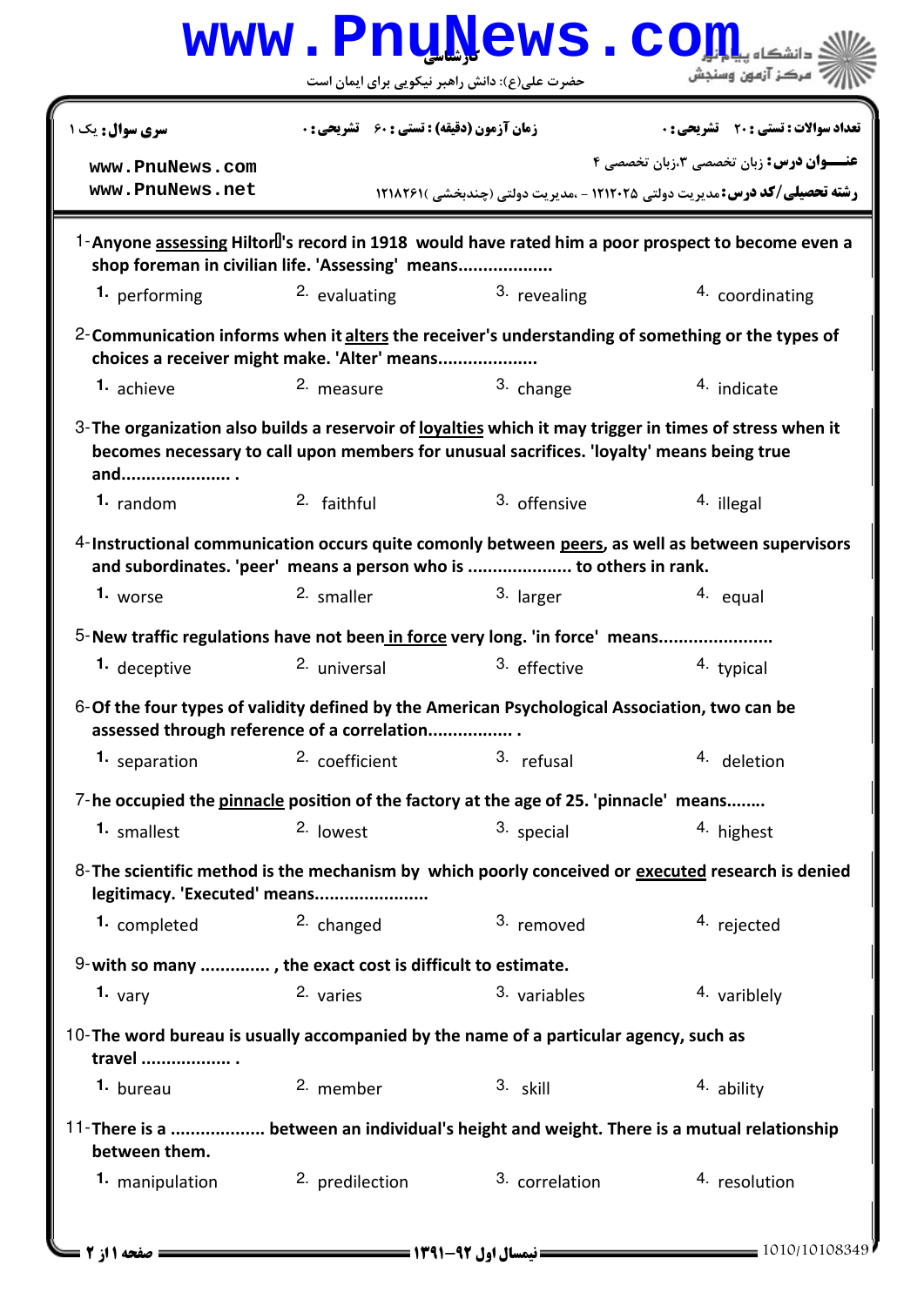کارشناسی

حضرت علی(ع): دانش راهبر نیکویی برای ایمان است

دانشگاه پیام نور
مرکز آزمون وسنجش

| سری سوال: یک ۱ | زمان آزمون (دقیقه) : تستی : ۶۰ تشریحی : ۰ | تعداد سوالات : تستی : ۲۰ تشریحی : ۰ |
|---|---|---|

www.PnuNews.com
www.PnuNews.net

**عنـــوان درس:** زبان تخصصی ۳،زبان تخصصی ۴

**رشته تحصیلی/کد درس:** مدیریت دولتی ۱۲۱۲۰۲۵ - ،مدیریت دولتی (چندبخشی )۱۲۱۸۲۶۱

1-**Anyone <u>assessing</u> Hilton's record in 1918 would have rated him a poor prospect to become even a shop foreman in civilian life. 'Assessing' means...................**

1. performing 2. evaluating 3. revealing 4. coordinating

2-**Communication informs when it <u>alters</u> the receiver's understanding of something or the types of choices a receiver might make. 'Alter' means....................**

1. achieve 2. measure 3. change 4. indicate

3-**The organization also builds a reservoir of <u>loyalties</u> which it may trigger in times of stress when it becomes necessary to call upon members for unusual sacrifices. 'loyalty' means being true and...................... .**

1. random 2. faithful 3. offensive 4. illegal

4-**Instructional communication occurs quite comonly between <u>peers</u>, as well as between supervisors and subordinates. 'peer' means a person who is ..................... to others in rank.**

1. worse 2. smaller 3. larger 4. equal

5-**New traffic regulations have not been <u>in force</u> very long. 'in force' means.......................**

1. deceptive 2. universal 3. effective 4. typical

6-**Of the four types of validity defined by the American Psychological Association, two can be assessed through reference of a correlation................. .**

1. separation 2. coefficient 3. refusal 4. deletion

7-**he occupied the <u>pinnacle</u> position of the factory at the age of 25. 'pinnacle' means........**

1. smallest 2. lowest 3. special 4. highest

8-**The scientific method is the mechanism by which poorly conceived or <u>executed</u> research is denied legitimacy. 'Executed' means.......................**

1. completed 2. changed 3. removed 4. rejected

9-**with so many .............. , the exact cost is difficult to estimate.**

1. vary 2. varies 3. variables 4. variblely

10-**The word bureau is usually accompanied by the name of a particular agency, such as travel .................. .**

1. bureau 2. member 3. skill 4. ability

11-**There is a ................... between an individual's height and weight. There is a mutual relationship between them.**

1. manipulation 2. predilection 3. correlation 4. resolution

نیمسال اول ۹۲-۱۳۹۱

1010/10108349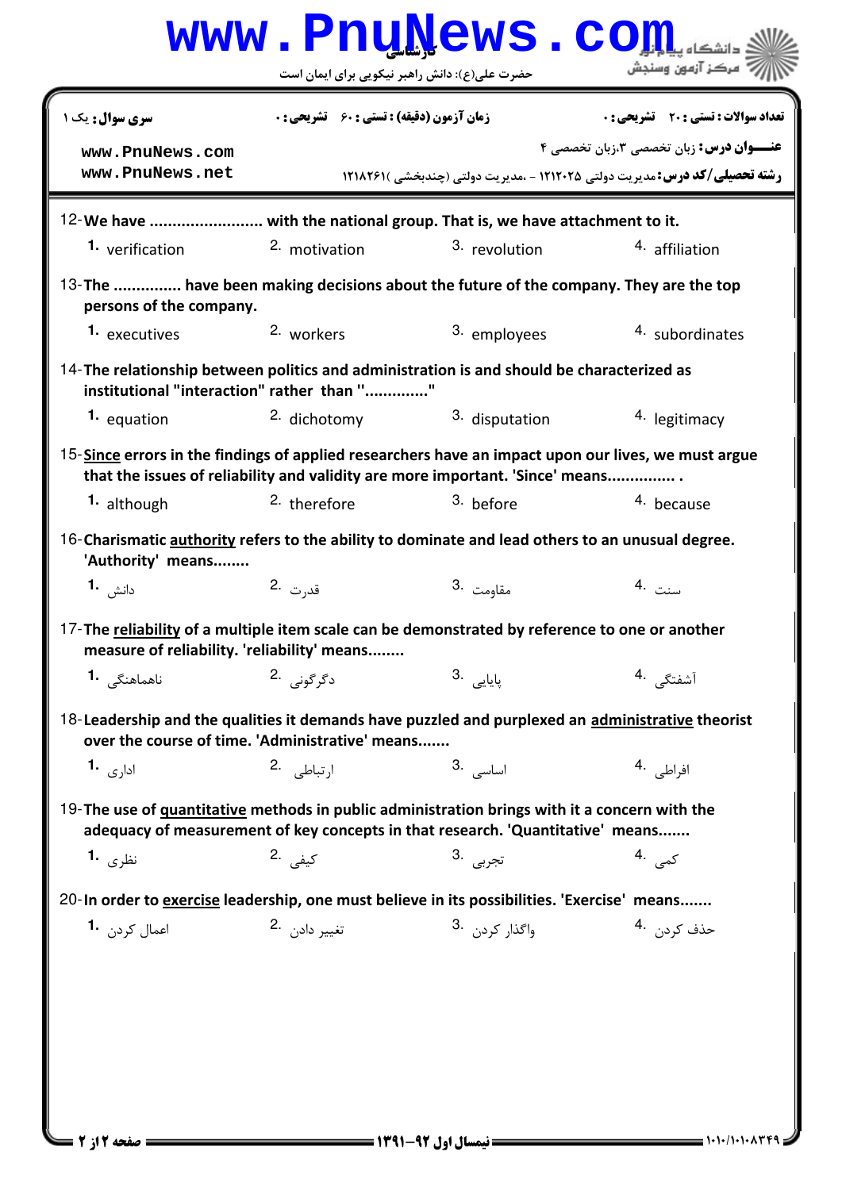12-We have ........................ with the national group. That is, we have attachment to it.

1. verification
2. motivation
3. revolution
4. affiliation

13-The ............... have been making decisions about the future of the company. They are the top persons of the company.

1. executives
2. workers
3. employees
4. subordinates

14-The relationship between politics and administration is and should be characterized as institutional "interaction" rather than ".............."

1. equation
2. dichotomy
3. disputation
4. legitimacy

15-Since errors in the findings of applied researchers have an impact upon our lives, we must argue that the issues of reliability and validity are more important. 'Since' means............... .

1. although
2. therefore
3. before
4. because

16-Charismatic authority refers to the ability to dominate and lead others to an unusual degree. 'Authority' means........

1. دانش
2. قدرت
3. مقاومت
4. سنت

17-The reliability of a multiple item scale can be demonstrated by reference to one or another measure of reliability. 'reliability' means........

1. ناهماهنگی
2. دگرگونی
3. پایایی
4. آشفتگی

18-Leadership and the qualities it demands have puzzled and purplexed an administrative theorist over the course of time. 'Administrative' means.......

1. اداری
2. ارتباطی
3. اساسی
4. افراطی

19-The use of quantitative methods in public administration brings with it a concern with the adequacy of measurement of key concepts in that research. 'Quantitative' means.......

1. نظری
2. کیفی
3. تجربی
4. کمی

20-In order to exercise leadership, one must believe in its possibilities. 'Exercise' means.......

1. اعمال کردن
2. تغییر دادن
3. واگذار کردن
4. حذف کردن